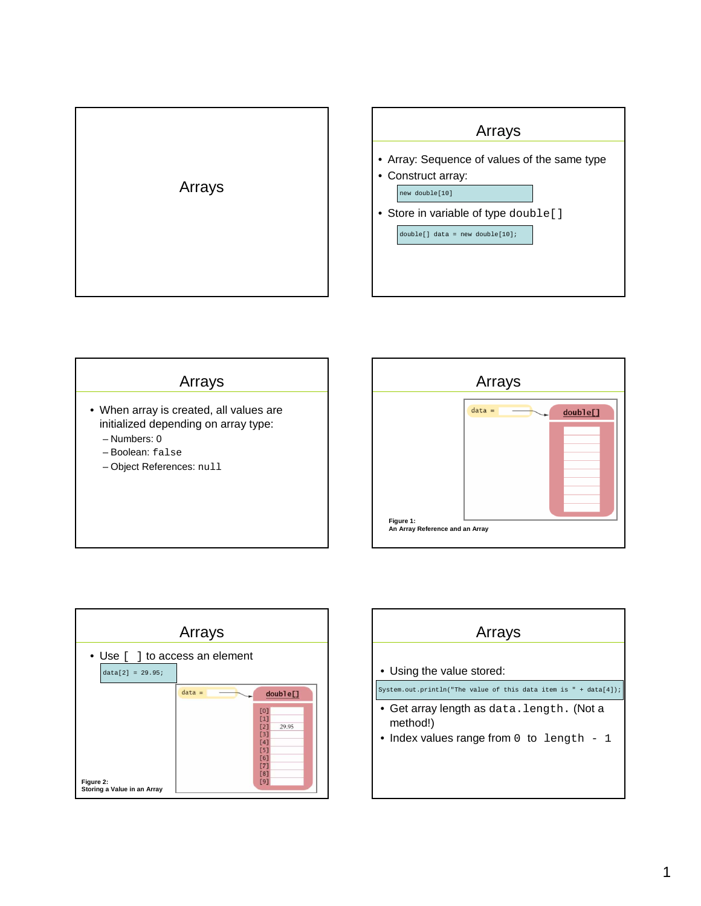# Arrays

## Arrays

- Array: Sequence of values of the same type
- Construct array:

```
new double[10]
```

- Store in variable of type `double[]`

```
double[] data = new double[10];
```

## Arrays

- When array is created, all values are initialized depending on array type:
  - Numbers: 0
  - Boolean: `false`
  - Object References: `null`

## Arrays

**Figure 1:**
**An Array Reference and an Array**

## Arrays

- Use [ ] to access an element

```
data[2] = 29.95;
```

**Figure 2:**
**Storing a Value in an Array**

## Arrays

- Using the value stored:

```
System.out.println("The value of this data item is " + data[4]);
```

- Get array length as `data.length`. (Not a method!)
- Index values range from `0` to `length - 1`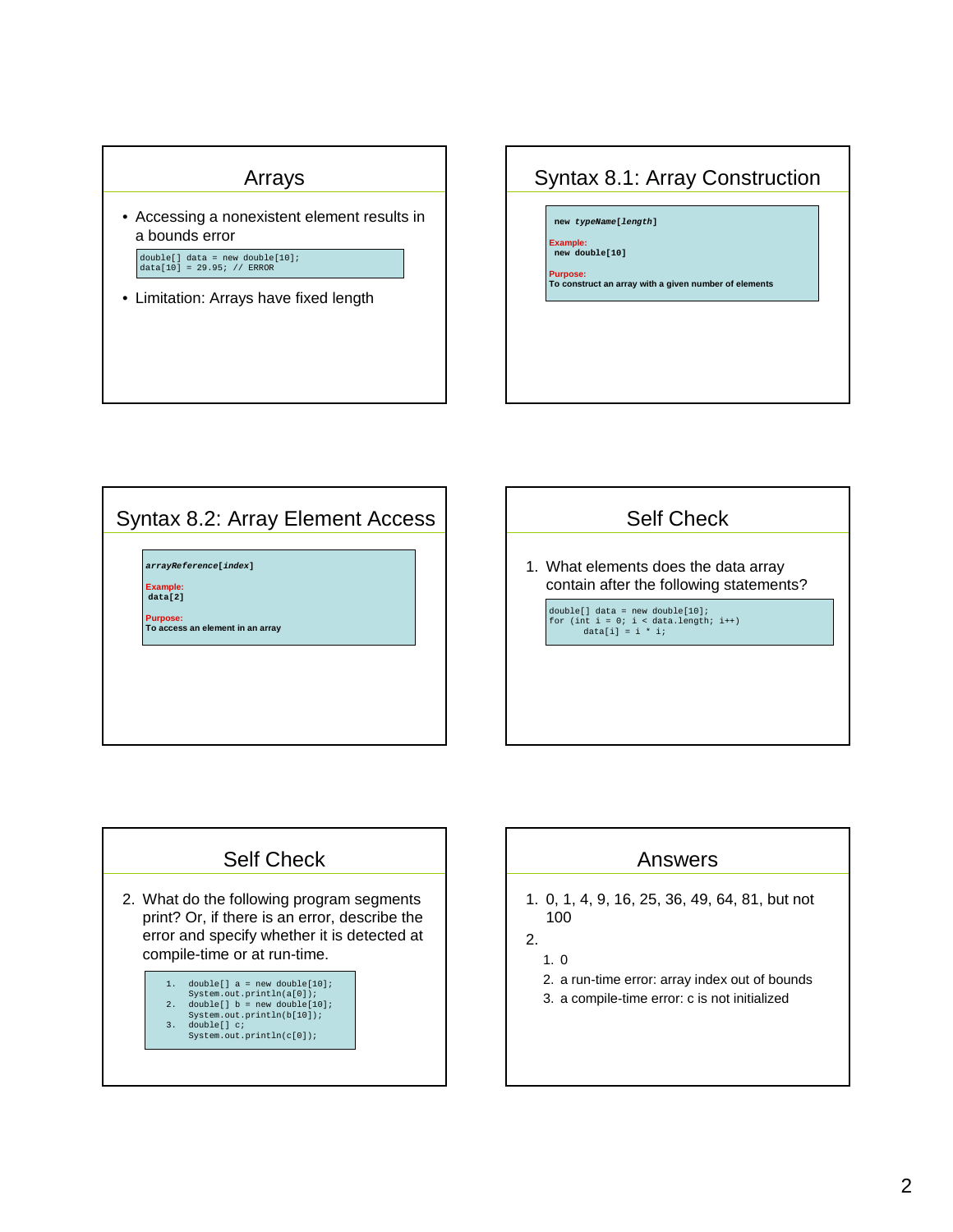## Arrays

- Accessing a nonexistent element results in a bounds error

```
double[] data = new double[10];
data[10] = 29.95; // ERROR
```

- Limitation: Arrays have fixed length

## Syntax 8.1: Array Construction

```
new typeName[length]
```

Example:

```
new double[10]
```

Purpose:
To construct an array with a given number of elements

## Syntax 8.2: Array Element Access

```
arrayReference[index]
```

Example:

```
data[2]
```

Purpose:
To access an element in an array

## Self Check

1. What elements does the data array contain after the following statements?

```
double[] data = new double[10];
for (int i = 0; i < data.length; i++)
      data[i] = i * i;
```

## Self Check

2. What do the following program segments print? Or, if there is an error, describe the error and specify whether it is detected at compile-time or at run-time.

```
1.   double[] a = new double[10];
     System.out.println(a[0]);
2.   double[] b = new double[10];
     System.out.println(b[10]);
3.   double[] c;
     System.out.println(c[0]);
```

## Answers

1. 0, 1, 4, 9, 16, 25, 36, 49, 64, 81, but not 100
2. 
   1. 0
   2. a run-time error: array index out of bounds
   3. a compile-time error: c is not initialized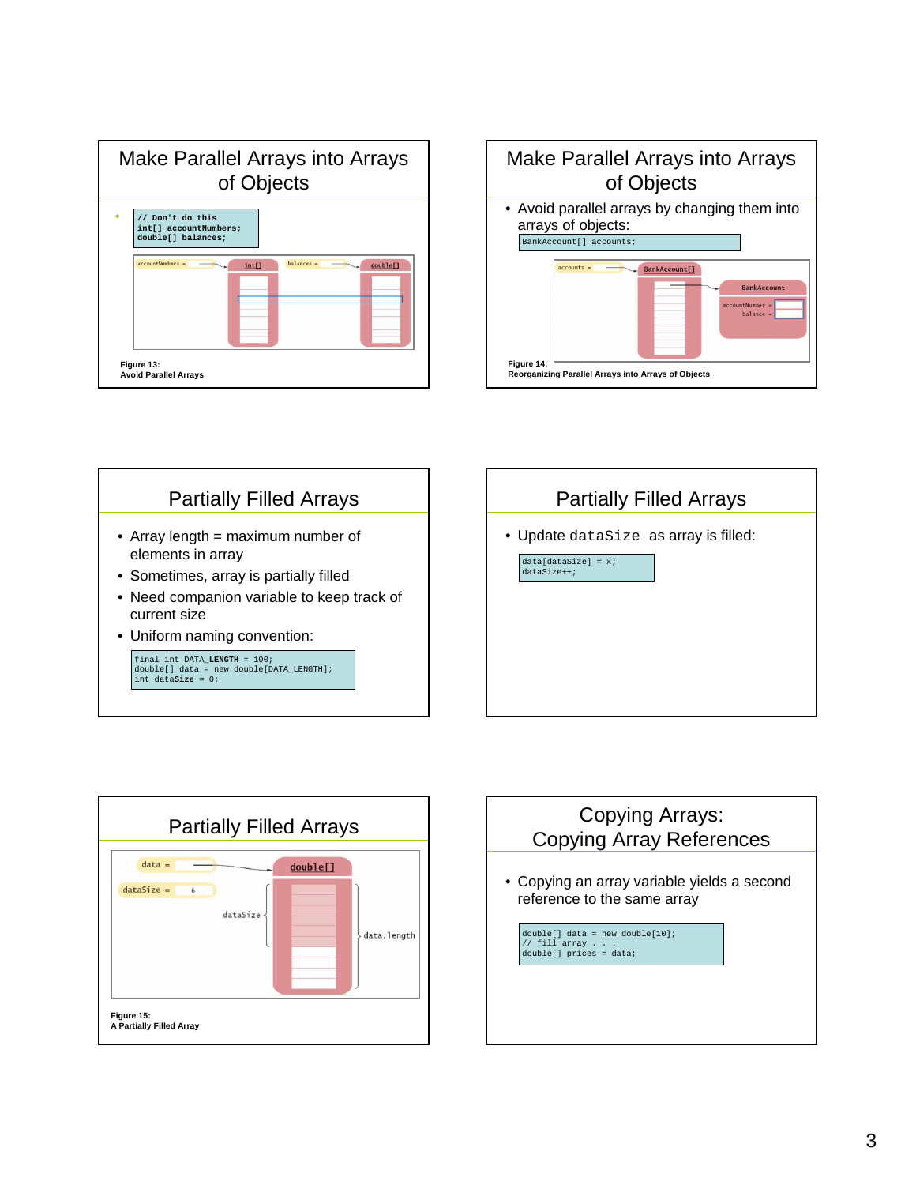## Make Parallel Arrays into Arrays of Objects

```
// Don't do this
int[] accountNumbers;
double[] balances;
```

Figure 13:
Avoid Parallel Arrays

## Make Parallel Arrays into Arrays of Objects

- Avoid parallel arrays by changing them into arrays of objects:

```
BankAccount[] accounts;
```

Figure 14:
Reorganizing Parallel Arrays into Arrays of Objects

## Partially Filled Arrays

- Array length = maximum number of elements in array
- Sometimes, array is partially filled
- Need companion variable to keep track of current size
- Uniform naming convention:

```
final int DATA_LENGTH = 100;
double[] data = new double[DATA_LENGTH];
int dataSize = 0;
```

## Partially Filled Arrays

- Update `dataSize` as array is filled:

```
data[dataSize] = x;
dataSize++;
```

## Partially Filled Arrays

Figure 15:
A Partially Filled Array

## Copying Arrays: Copying Array References

- Copying an array variable yields a second reference to the same array

```
double[] data = new double[10];
// fill array . . .
double[] prices = data;
```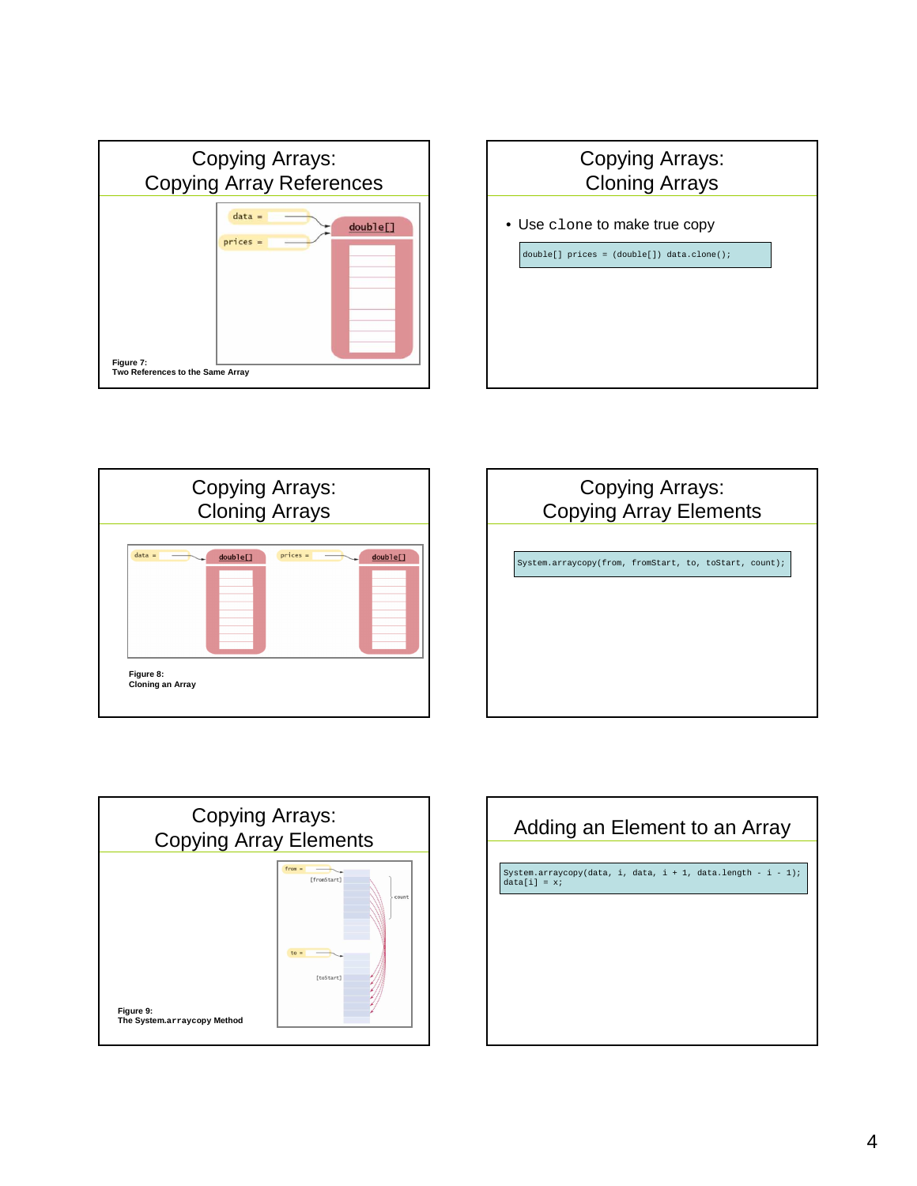## Copying Arrays: Copying Array References

Figure 7:
Two References to the Same Array

## Copying Arrays: Cloning Arrays

- Use `clone` to make true copy

```
double[] prices = (double[]) data.clone();
```

## Copying Arrays: Cloning Arrays

Figure 8:
Cloning an Array

## Copying Arrays: Copying Array Elements

```
System.arraycopy(from, fromStart, to, toStart, count);
```

## Copying Arrays: Copying Array Elements

Figure 9:
The System.arraycopy Method

## Adding an Element to an Array

```
System.arraycopy(data, i, data, i + 1, data.length - i - 1);
data[i] = x;
```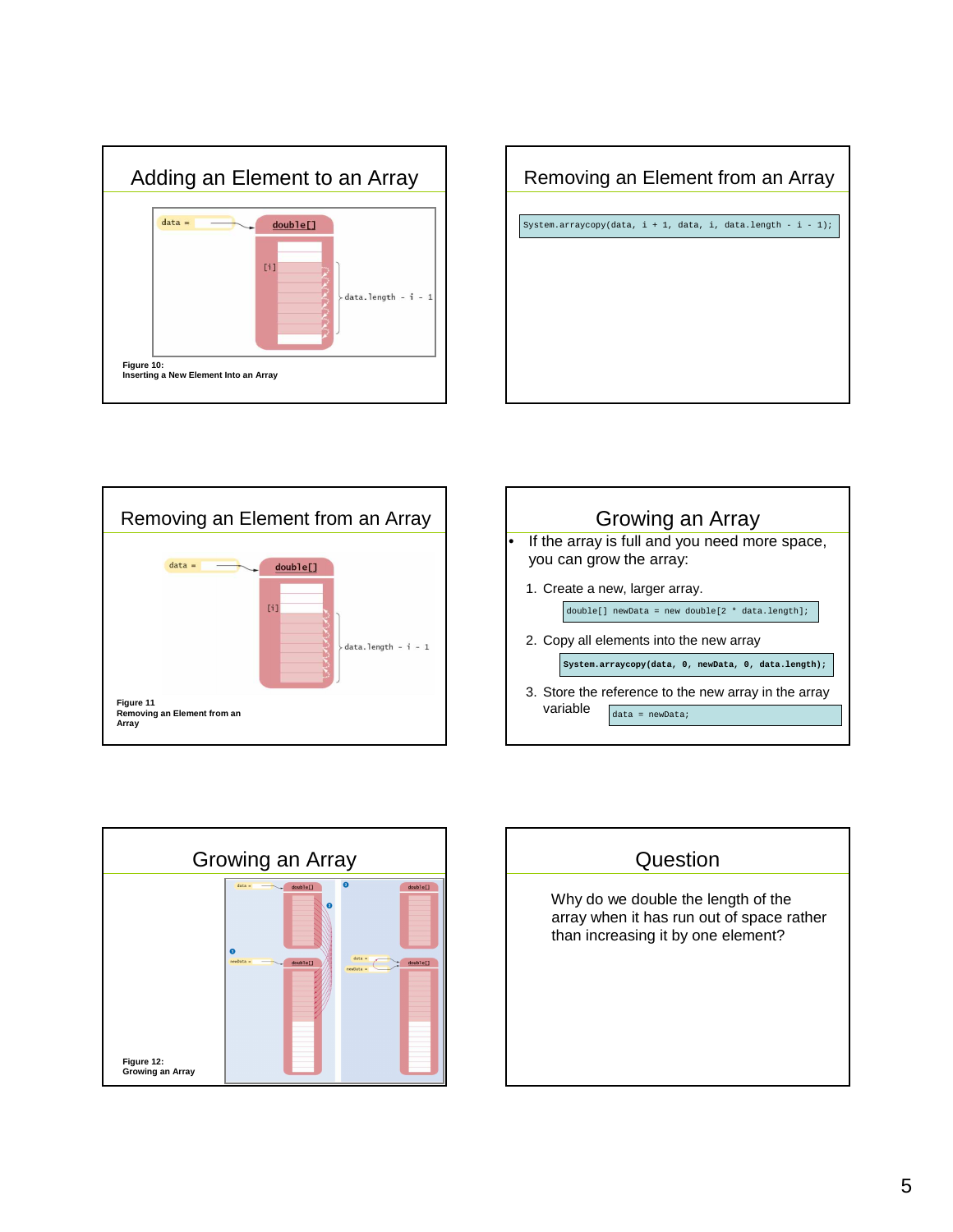## Adding an Element to an Array

Figure 10:
Inserting a New Element Into an Array

## Removing an Element from an Array

```
System.arraycopy(data, i + 1, data, i, data.length - i - 1);
```

## Removing an Element from an Array

Figure 11
Removing an Element from an Array

## Growing an Array

- If the array is full and you need more space, you can grow the array:

1. Create a new, larger array.

```
double[] newData = new double[2 * data.length];
```

2. Copy all elements into the new array

```
System.arraycopy(data, 0, newData, 0, data.length);
```

3. Store the reference to the new array in the array variable

```
data = newData;
```

## Growing an Array

Figure 12:
Growing an Array

## Question

Why do we double the length of the array when it has run out of space rather than increasing it by one element?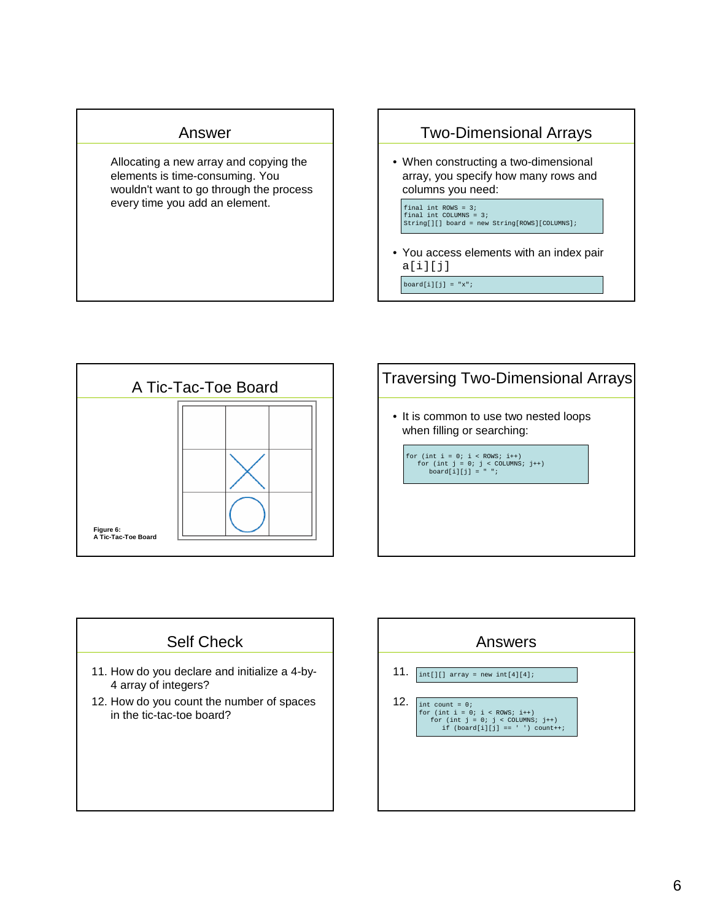## Answer

Allocating a new array and copying the elements is time-consuming. You wouldn't want to go through the process every time you add an element.

## Two-Dimensional Arrays

- When constructing a two-dimensional array, you specify how many rows and columns you need:

```
final int ROWS = 3;
final int COLUMNS = 3;
String[][] board = new String[ROWS][COLUMNS];
```

- You access elements with an index pair `a[i][j]`

```
board[i][j] = "x";
```

## A Tic-Tac-Toe Board

**Figure 6:**
**A Tic-Tac-Toe Board**

## Traversing Two-Dimensional Arrays

- It is common to use two nested loops when filling or searching:

```
for (int i = 0; i < ROWS; i++)
   for (int j = 0; j < COLUMNS; j++)
      board[i][j] = " ";
```

## Self Check

11. How do you declare and initialize a 4-by-4 array of integers?
12. How do you count the number of spaces in the tic-tac-toe board?

## Answers

11.
```
int[][] array = new int[4][4];
```

12.
```
int count = 0;
for (int i = 0; i < ROWS; i++)
   for (int j = 0; j < COLUMNS; j++)
      if (board[i][j] == ' ') count++;
```